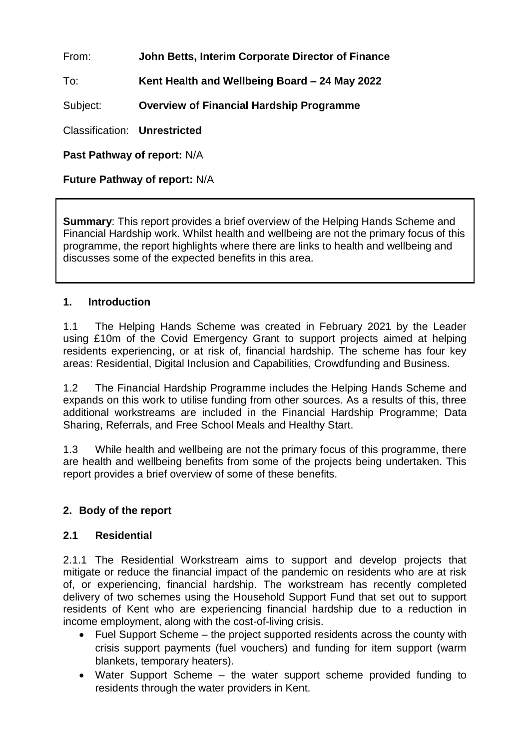From: **John Betts, Interim Corporate Director of Finance**

To: **Kent Health and Wellbeing Board – 24 May 2022**

Subject: **Overview of Financial Hardship Programme**

Classification: **Unrestricted**

**Past Pathway of report:** N/A

**Future Pathway of report:** N/A

**Summary**: This report provides a brief overview of the Helping Hands Scheme and Financial Hardship work. Whilst health and wellbeing are not the primary focus of this programme, the report highlights where there are links to health and wellbeing and discusses some of the expected benefits in this area.

## 1. Introduction

1.1 The Helping Hands Scheme was created in February 2021 by the Leader using £10m of the Covid Emergency Grant to support projects aimed at helping residents experiencing, or at risk of, financial hardship. The scheme has four key areas: Residential, Digital Inclusion and Capabilities, Crowdfunding and Business.

1.2 The Financial Hardship Programme includes the Helping Hands Scheme and expands on this work to utilise funding from other sources. As a results of this, three additional workstreams are included in the Financial Hardship Programme; Data Sharing, Referrals, and Free School Meals and Healthy Start.

1.3 While health and wellbeing are not the primary focus of this programme, there are health and wellbeing benefits from some of the projects being undertaken. This report provides a brief overview of some of these benefits.

## 2. Body of the report

### 2.1 Residential

2.1.1 The Residential Workstream aims to support and develop projects that mitigate or reduce the financial impact of the pandemic on residents who are at risk of, or experiencing, financial hardship. The workstream has recently completed delivery of two schemes using the Household Support Fund that set out to support residents of Kent who are experiencing financial hardship due to a reduction in income employment, along with the cost-of-living crisis.

- Fuel Support Scheme – the project supported residents across the county with crisis support payments (fuel vouchers) and funding for item support (warm blankets, temporary heaters).
- Water Support Scheme – the water support scheme provided funding to residents through the water providers in Kent.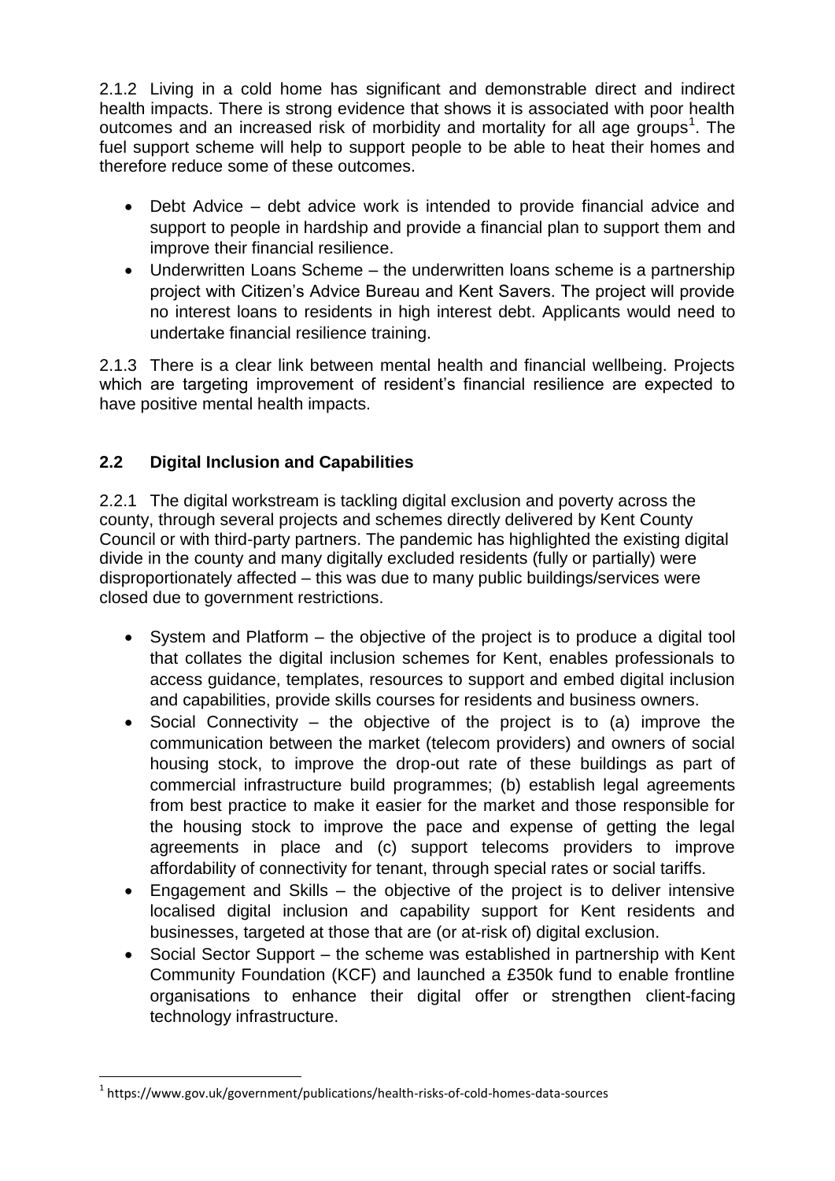2.1.2 Living in a cold home has significant and demonstrable direct and indirect health impacts. There is strong evidence that shows it is associated with poor health outcomes and an increased risk of morbidity and mortality for all age groups[1]. The fuel support scheme will help to support people to be able to heat their homes and therefore reduce some of these outcomes.

- Debt Advice – debt advice work is intended to provide financial advice and support to people in hardship and provide a financial plan to support them and improve their financial resilience.
- Underwritten Loans Scheme – the underwritten loans scheme is a partnership project with Citizen's Advice Bureau and Kent Savers. The project will provide no interest loans to residents in high interest debt. Applicants would need to undertake financial resilience training.

2.1.3 There is a clear link between mental health and financial wellbeing. Projects which are targeting improvement of resident's financial resilience are expected to have positive mental health impacts.

## 2.2 Digital Inclusion and Capabilities

2.2.1 The digital workstream is tackling digital exclusion and poverty across the county, through several projects and schemes directly delivered by Kent County Council or with third-party partners. The pandemic has highlighted the existing digital divide in the county and many digitally excluded residents (fully or partially) were disproportionately affected – this was due to many public buildings/services were closed due to government restrictions.

- System and Platform – the objective of the project is to produce a digital tool that collates the digital inclusion schemes for Kent, enables professionals to access guidance, templates, resources to support and embed digital inclusion and capabilities, provide skills courses for residents and business owners.
- Social Connectivity – the objective of the project is to (a) improve the communication between the market (telecom providers) and owners of social housing stock, to improve the drop-out rate of these buildings as part of commercial infrastructure build programmes; (b) establish legal agreements from best practice to make it easier for the market and those responsible for the housing stock to improve the pace and expense of getting the legal agreements in place and (c) support telecoms providers to improve affordability of connectivity for tenant, through special rates or social tariffs.
- Engagement and Skills – the objective of the project is to deliver intensive localised digital inclusion and capability support for Kent residents and businesses, targeted at those that are (or at-risk of) digital exclusion.
- Social Sector Support – the scheme was established in partnership with Kent Community Foundation (KCF) and launched a £350k fund to enable frontline organisations to enhance their digital offer or strengthen client-facing technology infrastructure.

[1] https://www.gov.uk/government/publications/health-risks-of-cold-homes-data-sources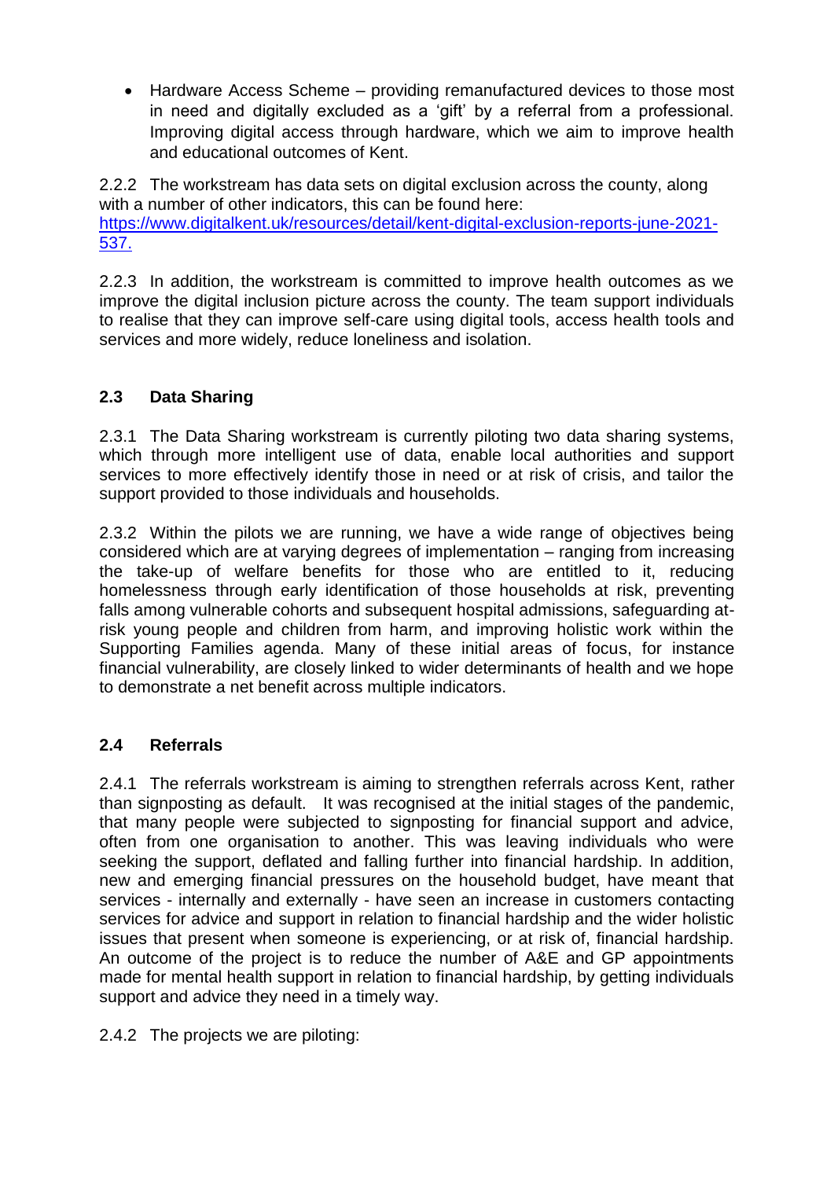- Hardware Access Scheme – providing remanufactured devices to those most in need and digitally excluded as a 'gift' by a referral from a professional. Improving digital access through hardware, which we aim to improve health and educational outcomes of Kent.

2.2.2 The workstream has data sets on digital exclusion across the county, along with a number of other indicators, this can be found here: [https://www.digitalkent.uk/resources/detail/kent-digital-exclusion-reports-june-2021-537.](https://www.digitalkent.uk/resources/detail/kent-digital-exclusion-reports-june-2021-537)

2.2.3 In addition, the workstream is committed to improve health outcomes as we improve the digital inclusion picture across the county. The team support individuals to realise that they can improve self-care using digital tools, access health tools and services and more widely, reduce loneliness and isolation.

### 2.3 Data Sharing

2.3.1 The Data Sharing workstream is currently piloting two data sharing systems, which through more intelligent use of data, enable local authorities and support services to more effectively identify those in need or at risk of crisis, and tailor the support provided to those individuals and households.

2.3.2 Within the pilots we are running, we have a wide range of objectives being considered which are at varying degrees of implementation – ranging from increasing the take-up of welfare benefits for those who are entitled to it, reducing homelessness through early identification of those households at risk, preventing falls among vulnerable cohorts and subsequent hospital admissions, safeguarding at-risk young people and children from harm, and improving holistic work within the Supporting Families agenda. Many of these initial areas of focus, for instance financial vulnerability, are closely linked to wider determinants of health and we hope to demonstrate a net benefit across multiple indicators.

### 2.4 Referrals

2.4.1 The referrals workstream is aiming to strengthen referrals across Kent, rather than signposting as default. It was recognised at the initial stages of the pandemic, that many people were subjected to signposting for financial support and advice, often from one organisation to another. This was leaving individuals who were seeking the support, deflated and falling further into financial hardship. In addition, new and emerging financial pressures on the household budget, have meant that services - internally and externally - have seen an increase in customers contacting services for advice and support in relation to financial hardship and the wider holistic issues that present when someone is experiencing, or at risk of, financial hardship. An outcome of the project is to reduce the number of A&E and GP appointments made for mental health support in relation to financial hardship, by getting individuals support and advice they need in a timely way.

2.4.2 The projects we are piloting: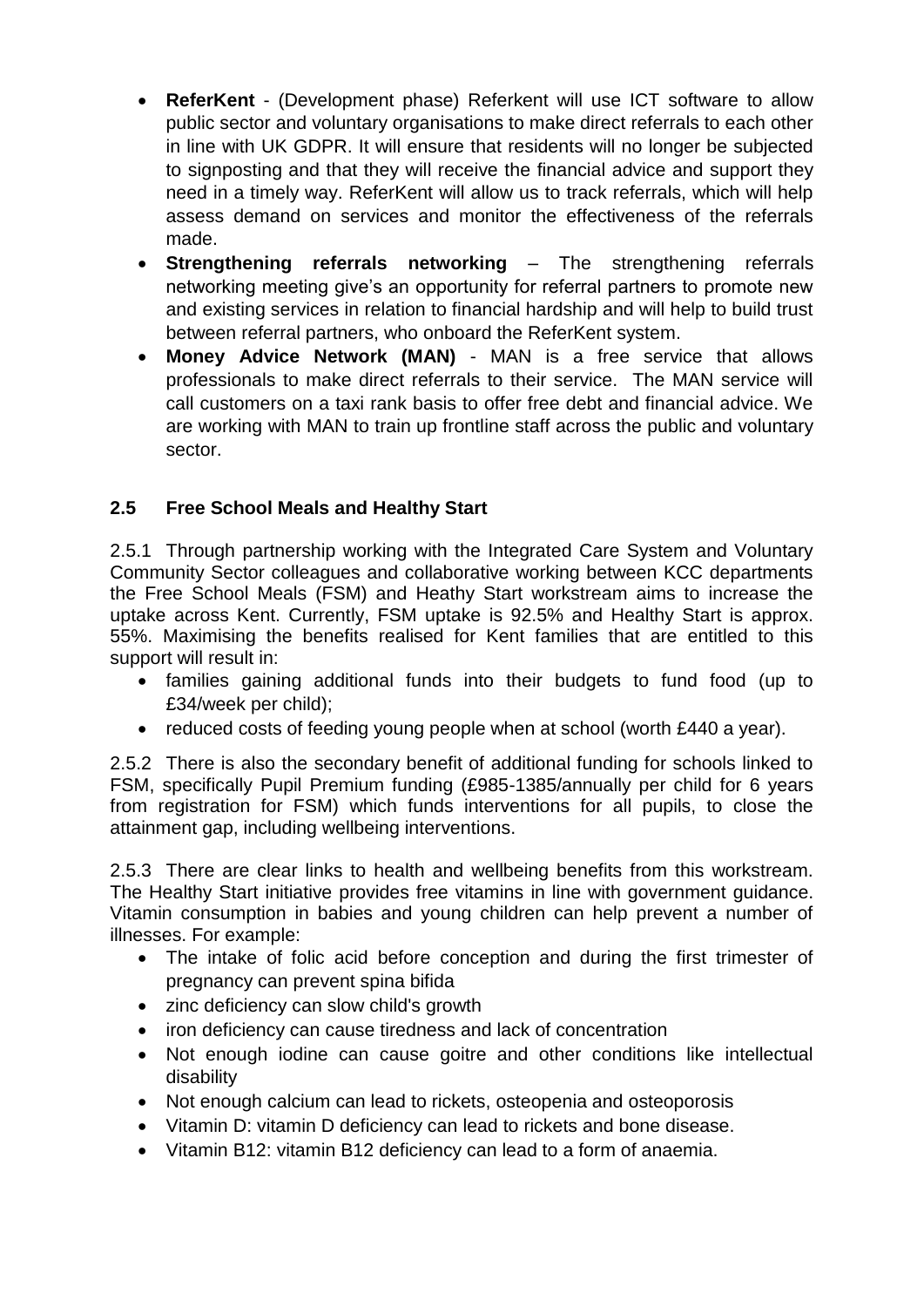- **ReferKent** - (Development phase) Referkent will use ICT software to allow public sector and voluntary organisations to make direct referrals to each other in line with UK GDPR. It will ensure that residents will no longer be subjected to signposting and that they will receive the financial advice and support they need in a timely way. ReferKent will allow us to track referrals, which will help assess demand on services and monitor the effectiveness of the referrals made.
- **Strengthening referrals networking** – The strengthening referrals networking meeting give's an opportunity for referral partners to promote new and existing services in relation to financial hardship and will help to build trust between referral partners, who onboard the ReferKent system.
- **Money Advice Network (MAN)** - MAN is a free service that allows professionals to make direct referrals to their service. The MAN service will call customers on a taxi rank basis to offer free debt and financial advice. We are working with MAN to train up frontline staff across the public and voluntary sector.

### 2.5 Free School Meals and Healthy Start

2.5.1 Through partnership working with the Integrated Care System and Voluntary Community Sector colleagues and collaborative working between KCC departments the Free School Meals (FSM) and Heathy Start workstream aims to increase the uptake across Kent. Currently, FSM uptake is 92.5% and Healthy Start is approx. 55%. Maximising the benefits realised for Kent families that are entitled to this support will result in:

- families gaining additional funds into their budgets to fund food (up to £34/week per child);
- reduced costs of feeding young people when at school (worth £440 a year).

2.5.2 There is also the secondary benefit of additional funding for schools linked to FSM, specifically Pupil Premium funding (£985-1385/annually per child for 6 years from registration for FSM) which funds interventions for all pupils, to close the attainment gap, including wellbeing interventions.

2.5.3 There are clear links to health and wellbeing benefits from this workstream. The Healthy Start initiative provides free vitamins in line with government guidance. Vitamin consumption in babies and young children can help prevent a number of illnesses. For example:

- The intake of folic acid before conception and during the first trimester of pregnancy can prevent spina bifida
- zinc deficiency can slow child's growth
- iron deficiency can cause tiredness and lack of concentration
- Not enough iodine can cause goitre and other conditions like intellectual disability
- Not enough calcium can lead to rickets, osteopenia and osteoporosis
- Vitamin D: vitamin D deficiency can lead to rickets and bone disease.
- Vitamin B12: vitamin B12 deficiency can lead to a form of anaemia.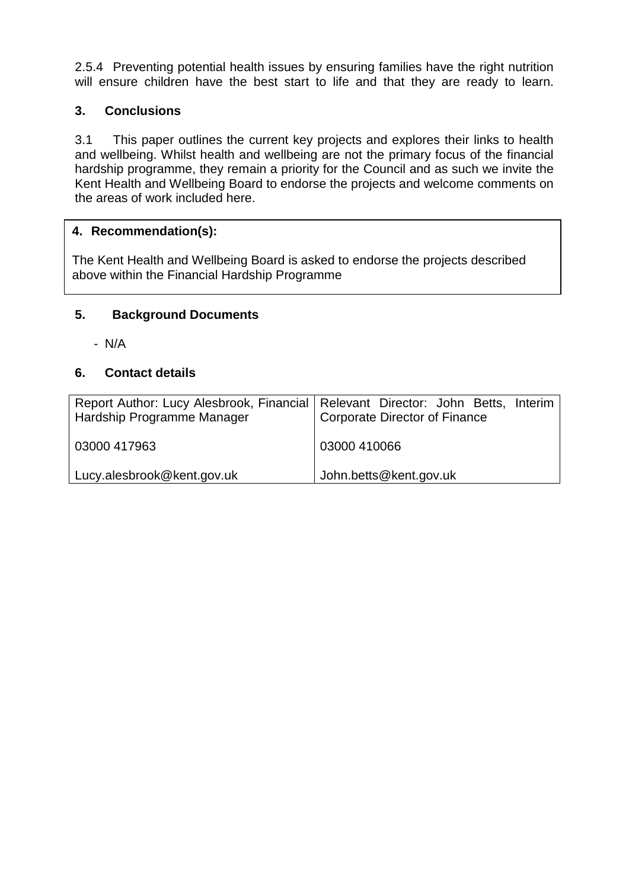2.5.4 Preventing potential health issues by ensuring families have the right nutrition will ensure children have the best start to life and that they are ready to learn.

## 3. Conclusions

3.1 This paper outlines the current key projects and explores their links to health and wellbeing. Whilst health and wellbeing are not the primary focus of the financial hardship programme, they remain a priority for the Council and as such we invite the Kent Health and Wellbeing Board to endorse the projects and welcome comments on the areas of work included here.

## 4. Recommendation(s):

The Kent Health and Wellbeing Board is asked to endorse the projects described above within the Financial Hardship Programme

## 5. Background Documents

- N/A

## 6. Contact details

| | |
|---|---|
| Report Author: Lucy Alesbrook, Financial Hardship Programme Manager | Relevant Director: John Betts, Interim Corporate Director of Finance |
| 03000 417963 | 03000 410066 |
| Lucy.alesbrook@kent.gov.uk | John.betts@kent.gov.uk |